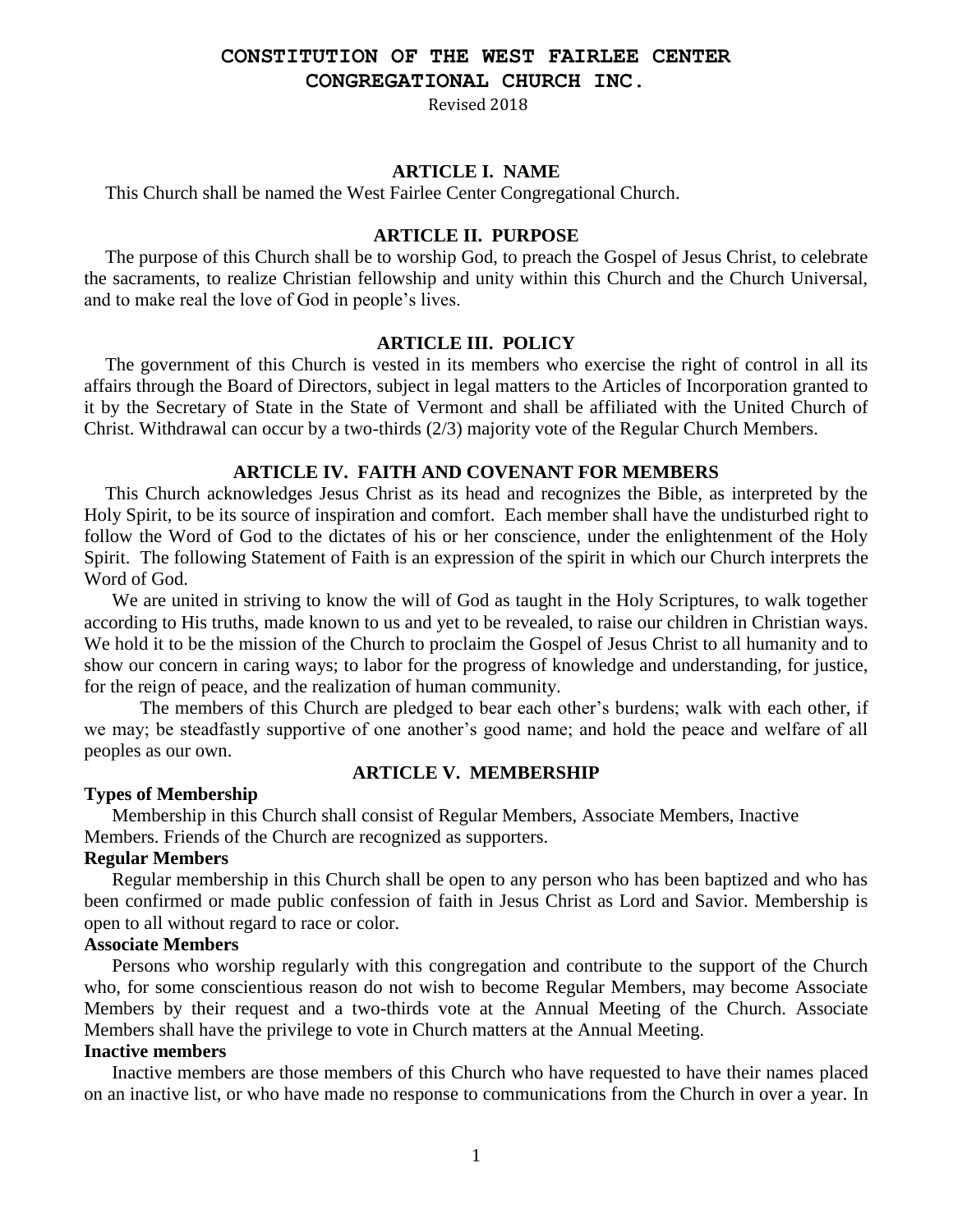# CONSTITUTION OF THE WEST FAIRLEE CENTER CONGREGATIONAL CHURCH INC.

Revised 2018

## ARTICLE I. NAME

This Church shall be named the West Fairlee Center Congregational Church.

## ARTICLE II. PURPOSE

The purpose of this Church shall be to worship God, to preach the Gospel of Jesus Christ, to celebrate the sacraments, to realize Christian fellowship and unity within this Church and the Church Universal, and to make real the love of God in people's lives.

## ARTICLE III. POLICY

The government of this Church is vested in its members who exercise the right of control in all its affairs through the Board of Directors, subject in legal matters to the Articles of Incorporation granted to it by the Secretary of State in the State of Vermont and shall be affiliated with the United Church of Christ. Withdrawal can occur by a two-thirds (2/3) majority vote of the Regular Church Members.

## ARTICLE IV. FAITH AND COVENANT FOR MEMBERS

This Church acknowledges Jesus Christ as its head and recognizes the Bible, as interpreted by the Holy Spirit, to be its source of inspiration and comfort. Each member shall have the undisturbed right to follow the Word of God to the dictates of his or her conscience, under the enlightenment of the Holy Spirit. The following Statement of Faith is an expression of the spirit in which our Church interprets the Word of God.

We are united in striving to know the will of God as taught in the Holy Scriptures, to walk together according to His truths, made known to us and yet to be revealed, to raise our children in Christian ways. We hold it to be the mission of the Church to proclaim the Gospel of Jesus Christ to all humanity and to show our concern in caring ways; to labor for the progress of knowledge and understanding, for justice, for the reign of peace, and the realization of human community.

The members of this Church are pledged to bear each other's burdens; walk with each other, if we may; be steadfastly supportive of one another's good name; and hold the peace and welfare of all peoples as our own.

## ARTICLE V. MEMBERSHIP

**Types of Membership**

Membership in this Church shall consist of Regular Members, Associate Members, Inactive Members. Friends of the Church are recognized as supporters.

**Regular Members**

Regular membership in this Church shall be open to any person who has been baptized and who has been confirmed or made public confession of faith in Jesus Christ as Lord and Savior. Membership is open to all without regard to race or color.

**Associate Members**

Persons who worship regularly with this congregation and contribute to the support of the Church who, for some conscientious reason do not wish to become Regular Members, may become Associate Members by their request and a two-thirds vote at the Annual Meeting of the Church. Associate Members shall have the privilege to vote in Church matters at the Annual Meeting.

**Inactive members**

Inactive members are those members of this Church who have requested to have their names placed on an inactive list, or who have made no response to communications from the Church in over a year. In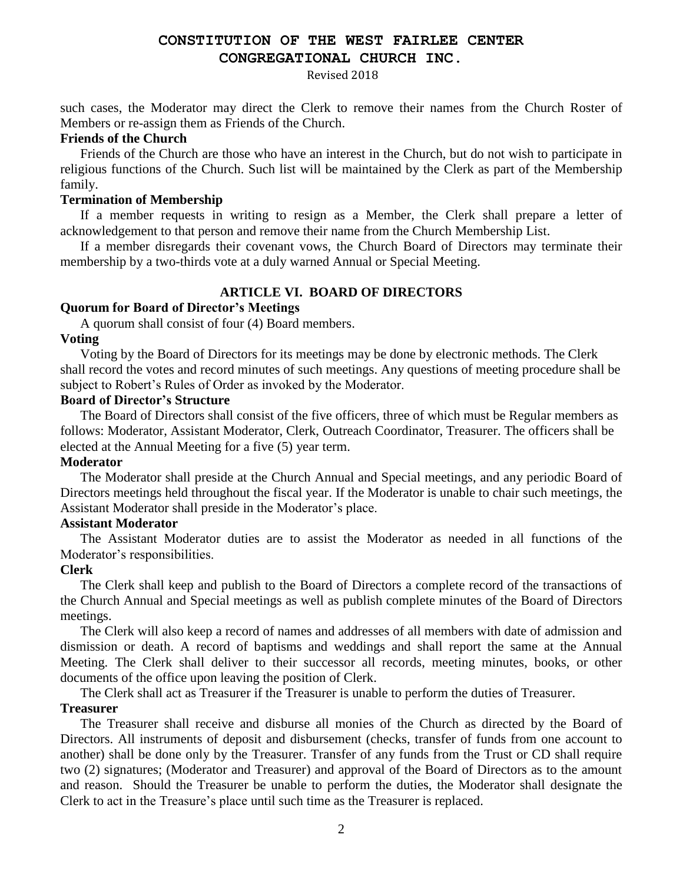such cases, the Moderator may direct the Clerk to remove their names from the Church Roster of Members or re-assign them as Friends of the Church.

**Friends of the Church**

Friends of the Church are those who have an interest in the Church, but do not wish to participate in religious functions of the Church. Such list will be maintained by the Clerk as part of the Membership family.

**Termination of Membership**

If a member requests in writing to resign as a Member, the Clerk shall prepare a letter of acknowledgement to that person and remove their name from the Church Membership List.

If a member disregards their covenant vows, the Church Board of Directors may terminate their membership by a two-thirds vote at a duly warned Annual or Special Meeting.

## ARTICLE VI. BOARD OF DIRECTORS

**Quorum for Board of Director's Meetings**

A quorum shall consist of four (4) Board members.

**Voting**

Voting by the Board of Directors for its meetings may be done by electronic methods. The Clerk shall record the votes and record minutes of such meetings. Any questions of meeting procedure shall be subject to Robert's Rules of Order as invoked by the Moderator.

**Board of Director's Structure**

The Board of Directors shall consist of the five officers, three of which must be Regular members as follows: Moderator, Assistant Moderator, Clerk, Outreach Coordinator, Treasurer. The officers shall be elected at the Annual Meeting for a five (5) year term.

**Moderator**

The Moderator shall preside at the Church Annual and Special meetings, and any periodic Board of Directors meetings held throughout the fiscal year. If the Moderator is unable to chair such meetings, the Assistant Moderator shall preside in the Moderator's place.

**Assistant Moderator**

The Assistant Moderator duties are to assist the Moderator as needed in all functions of the Moderator's responsibilities.

**Clerk**

The Clerk shall keep and publish to the Board of Directors a complete record of the transactions of the Church Annual and Special meetings as well as publish complete minutes of the Board of Directors meetings.

The Clerk will also keep a record of names and addresses of all members with date of admission and dismission or death. A record of baptisms and weddings and shall report the same at the Annual Meeting. The Clerk shall deliver to their successor all records, meeting minutes, books, or other documents of the office upon leaving the position of Clerk.

The Clerk shall act as Treasurer if the Treasurer is unable to perform the duties of Treasurer.

**Treasurer**

The Treasurer shall receive and disburse all monies of the Church as directed by the Board of Directors. All instruments of deposit and disbursement (checks, transfer of funds from one account to another) shall be done only by the Treasurer. Transfer of any funds from the Trust or CD shall require two (2) signatures; (Moderator and Treasurer) and approval of the Board of Directors as to the amount and reason. Should the Treasurer be unable to perform the duties, the Moderator shall designate the Clerk to act in the Treasure's place until such time as the Treasurer is replaced.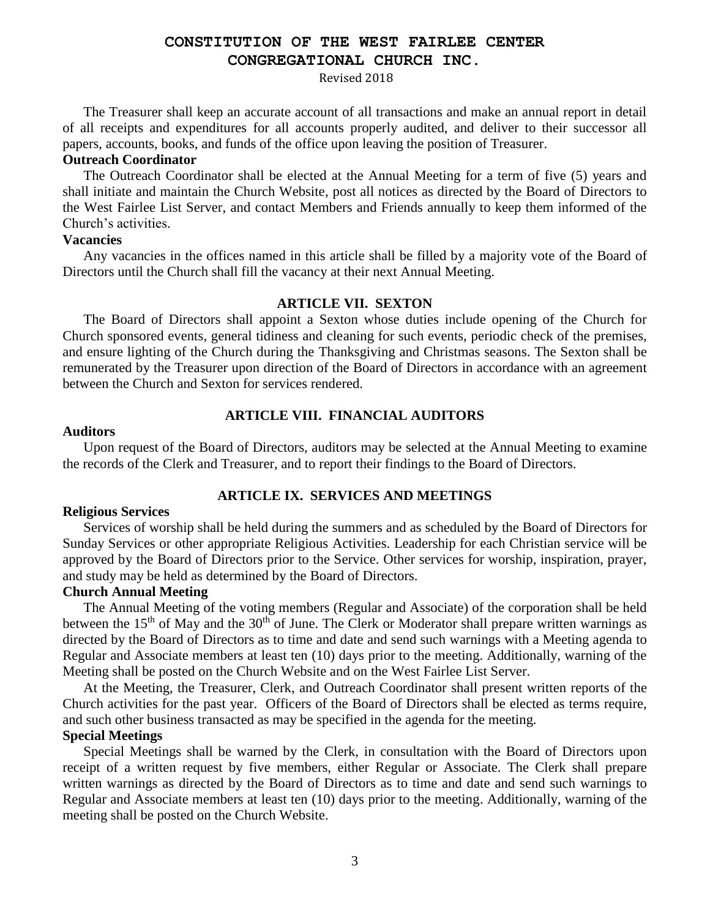The Treasurer shall keep an accurate account of all transactions and make an annual report in detail of all receipts and expenditures for all accounts properly audited, and deliver to their successor all papers, accounts, books, and funds of the office upon leaving the position of Treasurer.

**Outreach Coordinator**

The Outreach Coordinator shall be elected at the Annual Meeting for a term of five (5) years and shall initiate and maintain the Church Website, post all notices as directed by the Board of Directors to the West Fairlee List Server, and contact Members and Friends annually to keep them informed of the Church's activities.

**Vacancies**

Any vacancies in the offices named in this article shall be filled by a majority vote of the Board of Directors until the Church shall fill the vacancy at their next Annual Meeting.

## ARTICLE VII. SEXTON

The Board of Directors shall appoint a Sexton whose duties include opening of the Church for Church sponsored events, general tidiness and cleaning for such events, periodic check of the premises, and ensure lighting of the Church during the Thanksgiving and Christmas seasons. The Sexton shall be remunerated by the Treasurer upon direction of the Board of Directors in accordance with an agreement between the Church and Sexton for services rendered.

## ARTICLE VIII. FINANCIAL AUDITORS

**Auditors**

Upon request of the Board of Directors, auditors may be selected at the Annual Meeting to examine the records of the Clerk and Treasurer, and to report their findings to the Board of Directors.

## ARTICLE IX. SERVICES AND MEETINGS

**Religious Services**

Services of worship shall be held during the summers and as scheduled by the Board of Directors for Sunday Services or other appropriate Religious Activities. Leadership for each Christian service will be approved by the Board of Directors prior to the Service. Other services for worship, inspiration, prayer, and study may be held as determined by the Board of Directors.

**Church Annual Meeting**

The Annual Meeting of the voting members (Regular and Associate) of the corporation shall be held between the 15th of May and the 30th of June. The Clerk or Moderator shall prepare written warnings as directed by the Board of Directors as to time and date and send such warnings with a Meeting agenda to Regular and Associate members at least ten (10) days prior to the meeting. Additionally, warning of the Meeting shall be posted on the Church Website and on the West Fairlee List Server.

At the Meeting, the Treasurer, Clerk, and Outreach Coordinator shall present written reports of the Church activities for the past year. Officers of the Board of Directors shall be elected as terms require, and such other business transacted as may be specified in the agenda for the meeting.

**Special Meetings**

Special Meetings shall be warned by the Clerk, in consultation with the Board of Directors upon receipt of a written request by five members, either Regular or Associate. The Clerk shall prepare written warnings as directed by the Board of Directors as to time and date and send such warnings to Regular and Associate members at least ten (10) days prior to the meeting. Additionally, warning of the meeting shall be posted on the Church Website.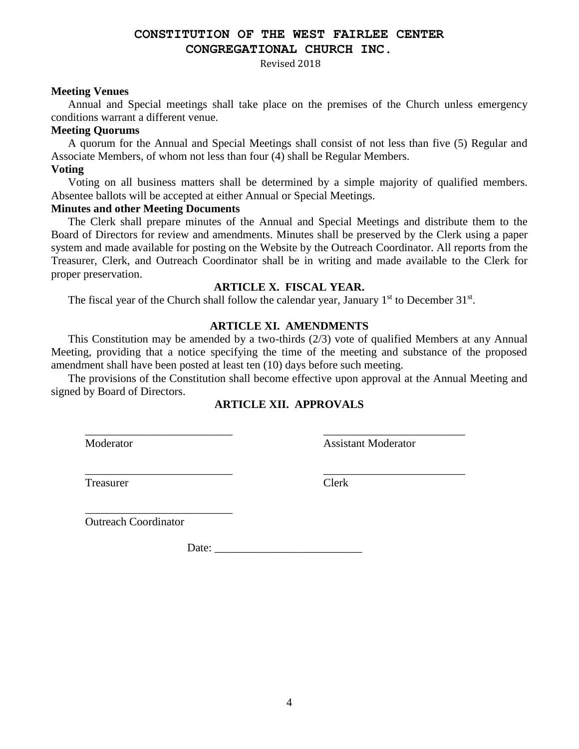**Meeting Venues**

Annual and Special meetings shall take place on the premises of the Church unless emergency conditions warrant a different venue.

**Meeting Quorums**

A quorum for the Annual and Special Meetings shall consist of not less than five (5) Regular and Associate Members, of whom not less than four (4) shall be Regular Members.

**Voting**

Voting on all business matters shall be determined by a simple majority of qualified members. Absentee ballots will be accepted at either Annual or Special Meetings.

**Minutes and other Meeting Documents**

The Clerk shall prepare minutes of the Annual and Special Meetings and distribute them to the Board of Directors for review and amendments. Minutes shall be preserved by the Clerk using a paper system and made available for posting on the Website by the Outreach Coordinator. All reports from the Treasurer, Clerk, and Outreach Coordinator shall be in writing and made available to the Clerk for proper preservation.

## ARTICLE X. FISCAL YEAR.

The fiscal year of the Church shall follow the calendar year, January 1st to December 31st.

## ARTICLE XI. AMENDMENTS

This Constitution may be amended by a two-thirds (2/3) vote of qualified Members at any Annual Meeting, providing that a notice specifying the time of the meeting and substance of the proposed amendment shall have been posted at least ten (10) days before such meeting.

The provisions of the Constitution shall become effective upon approval at the Annual Meeting and signed by Board of Directors.

## ARTICLE XII. APPROVALS

__________________________
Moderator

__________________________
Assistant Moderator

__________________________
Treasurer

__________________________
Clerk

__________________________
Outreach Coordinator

Date: __________________________